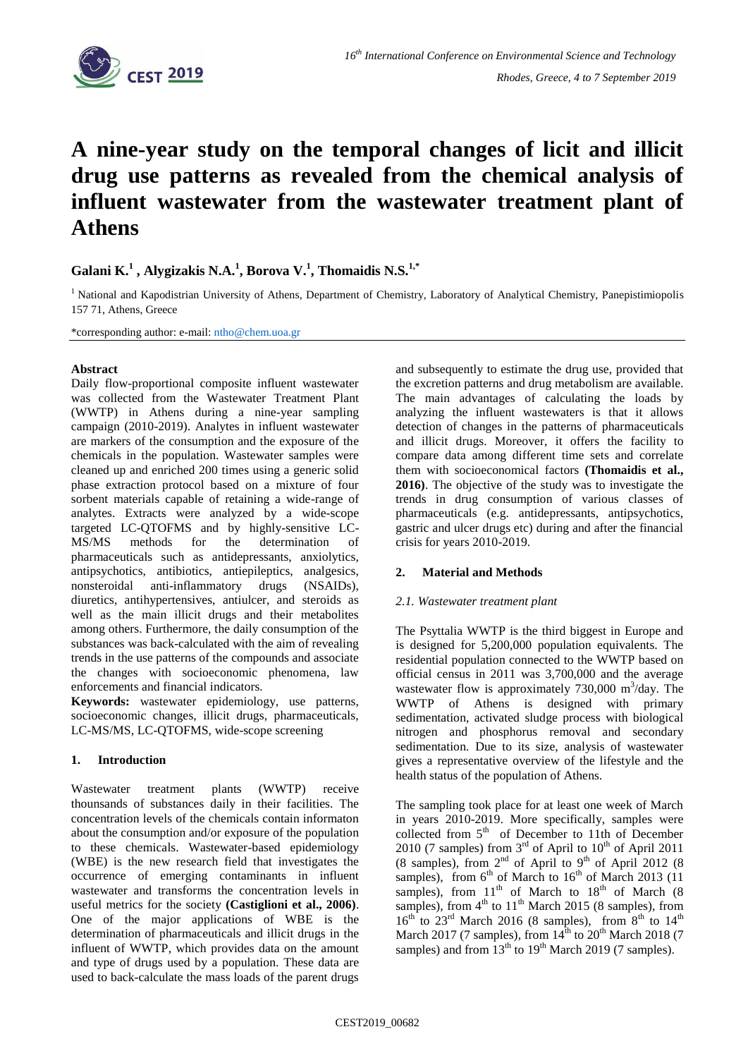# A nine-year study on the temporal changes of licit and illicit drug use patterns as revealed from the chemical analysis of influent wastewater from the wastewater treatment plant of Athens

**Galani K.[1], Alygizakis N.A.[1], Borova V.[1], Thomaidis N.S.[1,*]**

[1] National and Kapodistrian University of Athens, Department of Chemistry, Laboratory of Analytical Chemistry, Panepistimiopolis 157 71, Athens, Greece

*corresponding author: e-mail: ntho@chem.uoa.gr

**Abstract**

Daily flow-proportional composite influent wastewater was collected from the Wastewater Treatment Plant (WWTP) in Athens during a nine-year sampling campaign (2010-2019). Analytes in influent wastewater are markers of the consumption and the exposure of the chemicals in the population. Wastewater samples were cleaned up and enriched 200 times using a generic solid phase extraction protocol based on a mixture of four sorbent materials capable of retaining a wide-range of analytes. Extracts were analyzed by a wide-scope targeted LC-QTOFMS and by highly-sensitive LC-MS/MS methods for the determination of pharmaceuticals such as antidepressants, anxiolytics, antipsychotics, antibiotics, antiepileptics, analgesics, nonsteroidal anti-inflammatory drugs (NSAIDs), diuretics, antihypertensives, antiulcer, and steroids as well as the main illicit drugs and their metabolites among others. Furthermore, the daily consumption of the substances was back-calculated with the aim of revealing trends in the use patterns of the compounds and associate the changes with socioeconomic phenomena, law enforcements and financial indicators.

**Keywords:** wastewater epidemiology, use patterns, socioeconomic changes, illicit drugs, pharmaceuticals, LC-MS/MS, LC-QTOFMS, wide-scope screening

## 1. Introduction

Wastewater treatment plants (WWTP) receive thounsands of substances daily in their facilities. The concentration levels of the chemicals contain informaton about the consumption and/or exposure of the population to these chemicals. Wastewater-based epidemiology (WBE) is the new research field that investigates the occurrence of emerging contaminants in influent wastewater and transforms the concentration levels in useful metrics for the society **(Castiglioni et al., 2006)**. One of the major applications of WBE is the determination of pharmaceuticals and illicit drugs in the influent of WWTP, which provides data on the amount and type of drugs used by a population. These data are used to back-calculate the mass loads of the parent drugs and subsequently to estimate the drug use, provided that the excretion patterns and drug metabolism are available. The main advantages of calculating the loads by analyzing the influent wastewaters is that it allows detection of changes in the patterns of pharmaceuticals and illicit drugs. Moreover, it offers the facility to compare data among different time sets and correlate them with socioeconomical factors **(Thomaidis et al., 2016)**. The objective of the study was to investigate the trends in drug consumption of various classes of pharmaceuticals (e.g. antidepressants, antipsychotics, gastric and ulcer drugs etc) during and after the financial crisis for years 2010-2019.

## 2. Material and Methods

### *2.1. Wastewater treatment plant*

The Psyttalia WWTP is the third biggest in Europe and is designed for 5,200,000 population equivalents. The residential population connected to the WWTP based on official census in 2011 was 3,700,000 and the average wastewater flow is approximately 730,000 $m^3$/day. The WWTP of Athens is designed with primary sedimentation, activated sludge process with biological nitrogen and phosphorus removal and secondary sedimentation. Due to its size, analysis of wastewater gives a representative overview of the lifestyle and the health status of the population of Athens.

The sampling took place for at least one week of March in years 2010-2019. More specifically, samples were collected from 5th of December to 11th of December 2010 (7 samples) from 3rd of April to 10th of April 2011 (8 samples), from 2nd of April to 9th of April 2012 (8 samples), from 6th of March to 16th of March 2013 (11 samples), from 11th of March to 18th of March (8 samples), from 4th to 11th March 2015 (8 samples), from 16th to 23rd March 2016 (8 samples), from 8th to 14th March 2017 (7 samples), from 14th to 20th March 2018 (7 samples) and from 13th to 19th March 2019 (7 samples).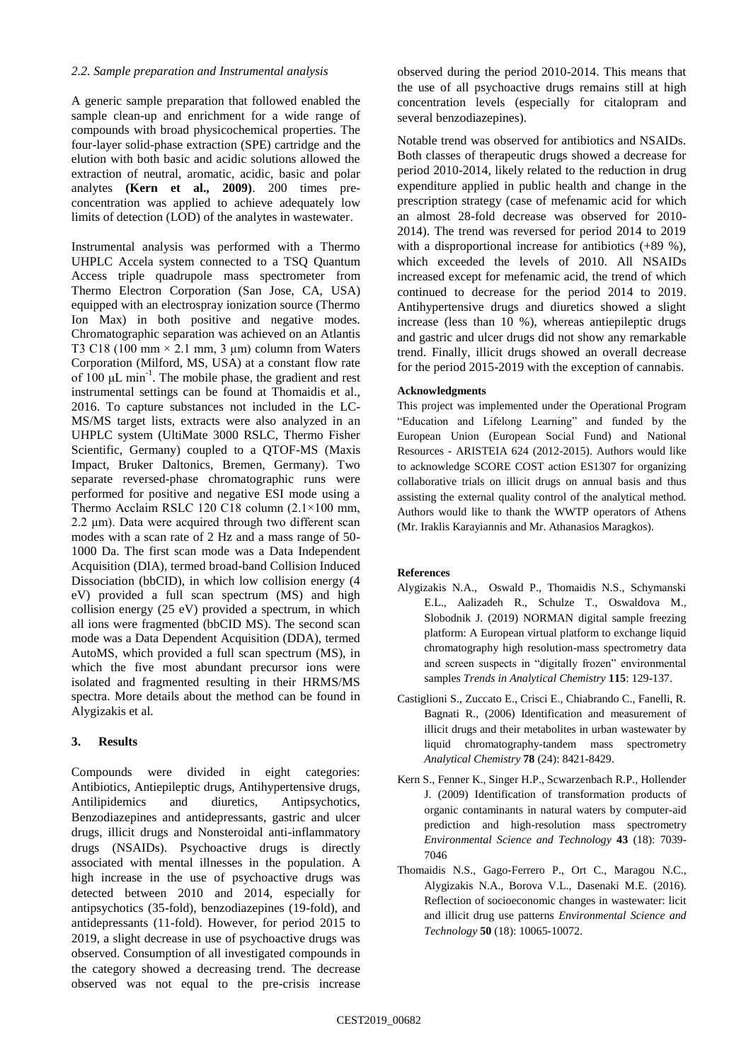### 2.2. Sample preparation and Instrumental analysis

A generic sample preparation that followed enabled the sample clean-up and enrichment for a wide range of compounds with broad physicochemical properties. The four-layer solid-phase extraction (SPE) cartridge and the elution with both basic and acidic solutions allowed the extraction of neutral, aromatic, acidic, basic and polar analytes **(Kern et al., 2009)**. 200 times pre-concentration was applied to achieve adequately low limits of detection (LOD) of the analytes in wastewater.

Instrumental analysis was performed with a Thermo UHPLC Accela system connected to a TSQ Quantum Access triple quadrupole mass spectrometer from Thermo Electron Corporation (San Jose, CA, USA) equipped with an electrospray ionization source (Thermo Ion Max) in both positive and negative modes. Chromatographic separation was achieved on an Atlantis T3 C18 (100 mm × 2.1 mm, 3 μm) column from Waters Corporation (Milford, MS, USA) at a constant flow rate of 100 μL min$^{-1}$. The mobile phase, the gradient and rest instrumental settings can be found at Thomaidis et al., 2016. To capture substances not included in the LC-MS/MS target lists, extracts were also analyzed in an UHPLC system (UltiMate 3000 RSLC, Thermo Fisher Scientific, Germany) coupled to a QTOF-MS (Maxis Impact, Bruker Daltonics, Bremen, Germany). Two separate reversed-phase chromatographic runs were performed for positive and negative ESI mode using a Thermo Acclaim RSLC 120 C18 column (2.1×100 mm, 2.2 μm). Data were acquired through two different scan modes with a scan rate of 2 Hz and a mass range of 50-1000 Da. The first scan mode was a Data Independent Acquisition (DIA), termed broad-band Collision Induced Dissociation (bbCID), in which low collision energy (4 eV) provided a full scan spectrum (MS) and high collision energy (25 eV) provided a spectrum, in which all ions were fragmented (bbCID MS). The second scan mode was a Data Dependent Acquisition (DDA), termed AutoMS, which provided a full scan spectrum (MS), in which the five most abundant precursor ions were isolated and fragmented resulting in their HRMS/MS spectra. More details about the method can be found in Alygizakis et al.

## 3. Results

Compounds were divided in eight categories: Antibiotics, Antiepileptic drugs, Antihypertensive drugs, Antilipidemics and diuretics, Antipsychotics, Benzodiazepines and antidepressants, gastric and ulcer drugs, illicit drugs and Nonsteroidal anti-inflammatory drugs (NSAIDs). Psychoactive drugs is directly associated with mental illnesses in the population. A high increase in the use of psychoactive drugs was detected between 2010 and 2014, especially for antipsychotics (35-fold), benzodiazepines (19-fold), and antidepressants (11-fold). However, for period 2015 to 2019, a slight decrease in use of psychoactive drugs was observed. Consumption of all investigated compounds in the category showed a decreasing trend. The decrease observed was not equal to the pre-crisis increase observed during the period 2010-2014. This means that the use of all psychoactive drugs remains still at high concentration levels (especially for citalopram and several benzodiazepines).

Notable trend was observed for antibiotics and NSAIDs. Both classes of therapeutic drugs showed a decrease for period 2010-2014, likely related to the reduction in drug expenditure applied in public health and change in the prescription strategy (case of mefenamic acid for which an almost 28-fold decrease was observed for 2010-2014). The trend was reversed for period 2014 to 2019 with a disproportional increase for antibiotics (+89 %), which exceeded the levels of 2010. All NSAIDs increased except for mefenamic acid, the trend of which continued to decrease for the period 2014 to 2019. Antihypertensive drugs and diuretics showed a slight increase (less than 10 %), whereas antiepileptic drugs and gastric and ulcer drugs did not show any remarkable trend. Finally, illicit drugs showed an overall decrease for the period 2015-2019 with the exception of cannabis.

#### Acknowledgments

This project was implemented under the Operational Program "Education and Lifelong Learning" and funded by the European Union (European Social Fund) and National Resources - ARISTEIA 624 (2012-2015). Authors would like to acknowledge SCORE COST action ES1307 for organizing collaborative trials on illicit drugs on annual basis and thus assisting the external quality control of the analytical method. Authors would like to thank the WWTP operators of Athens (Mr. Iraklis Karayiannis and Mr. Athanasios Maragkos).

#### References

Alygizakis N.A., Oswald P., Thomaidis N.S., Schymanski E.L., Aalizadeh R., Schulze T., Oswaldova M., Slobodnik J. (2019) NORMAN digital sample freezing platform: A European virtual platform to exchange liquid chromatography high resolution-mass spectrometry data and screen suspects in "digitally frozen" environmental samples *Trends in Analytical Chemistry* **115**: 129-137.

Castiglioni S., Zuccato E., Crisci E., Chiabrando C., Fanelli, R. Bagnati R., (2006) Identification and measurement of illicit drugs and their metabolites in urban wastewater by liquid chromatography-tandem mass spectrometry *Analytical Chemistry* **78** (24): 8421-8429.

Kern S., Fenner K., Singer H.P., Scwarzenbach R.P., Hollender J. (2009) Identification of transformation products of organic contaminants in natural waters by computer-aid prediction and high-resolution mass spectrometry *Environmental Science and Technology* **43** (18): 7039-7046

Thomaidis N.S., Gago-Ferrero P., Ort C., Maragou N.C., Alygizakis N.A., Borova V.L., Dasenaki M.E. (2016). Reflection of socioeconomic changes in wastewater: licit and illicit drug use patterns *Environmental Science and Technology* **50** (18): 10065-10072.